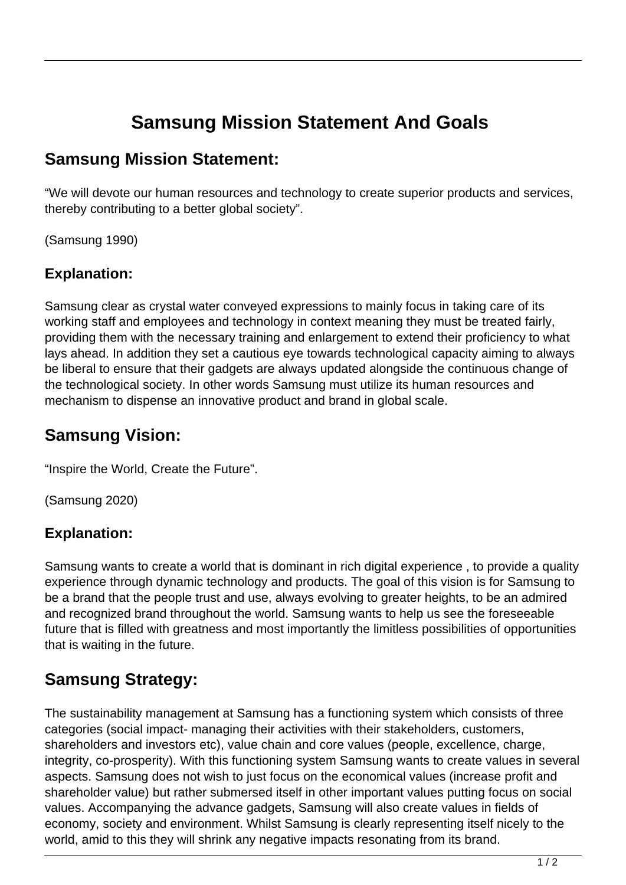# Samsung Mission Statement And Goals

## Samsung Mission Statement:

"We will devote our human resources and technology to create superior products and services, thereby contributing to a better global society".

(Samsung 1990)

### Explanation:

Samsung clear as crystal water conveyed expressions to mainly focus in taking care of its working staff and employees and technology in context meaning they must be treated fairly, providing them with the necessary training and enlargement to extend their proficiency to what lays ahead. In addition they set a cautious eye towards technological capacity aiming to always be liberal to ensure that their gadgets are always updated alongside the continuous change of the technological society. In other words Samsung must utilize its human resources and mechanism to dispense an innovative product and brand in global scale.

## Samsung Vision:

"Inspire the World, Create the Future".

(Samsung 2020)

### Explanation:

Samsung wants to create a world that is dominant in rich digital experience , to provide a quality experience through dynamic technology and products. The goal of this vision is for Samsung to be a brand that the people trust and use, always evolving to greater heights, to be an admired and recognized brand throughout the world. Samsung wants to help us see the foreseeable future that is filled with greatness and most importantly the limitless possibilities of opportunities that is waiting in the future.

## Samsung Strategy:

The sustainability management at Samsung has a functioning system which consists of three categories (social impact- managing their activities with their stakeholders, customers, shareholders and investors etc), value chain and core values (people, excellence, charge, integrity, co-prosperity). With this functioning system Samsung wants to create values in several aspects. Samsung does not wish to just focus on the economical values (increase profit and shareholder value) but rather submersed itself in other important values putting focus on social values. Accompanying the advance gadgets, Samsung will also create values in fields of economy, society and environment. Whilst Samsung is clearly representing itself nicely to the world, amid to this they will shrink any negative impacts resonating from its brand.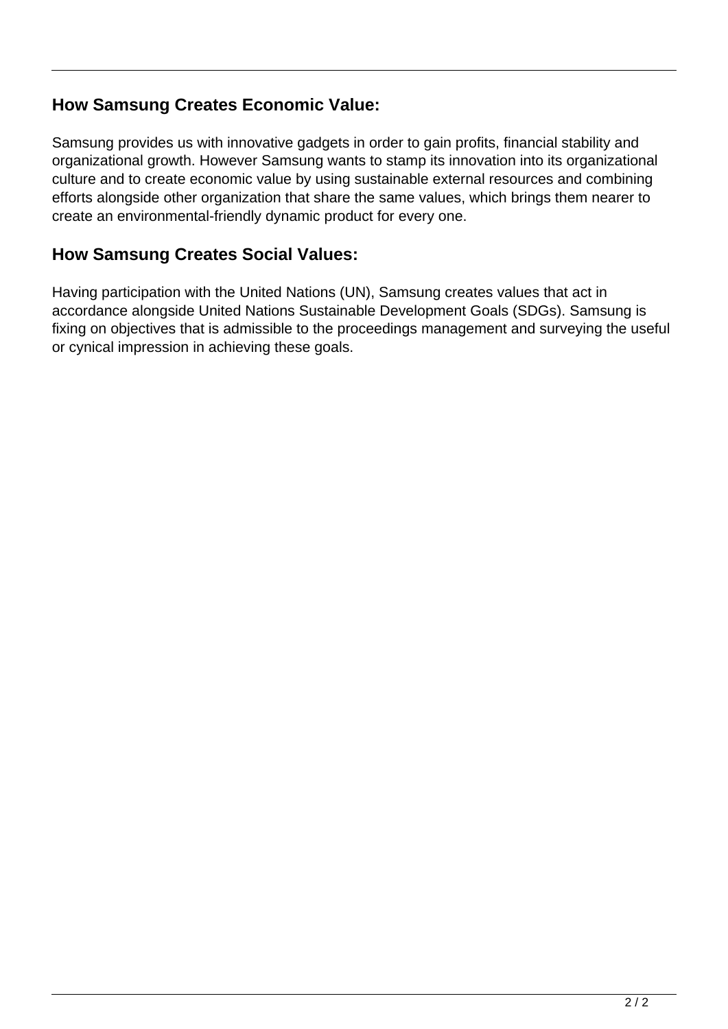## How Samsung Creates Economic Value:

Samsung provides us with innovative gadgets in order to gain profits, financial stability and organizational growth. However Samsung wants to stamp its innovation into its organizational culture and to create economic value by using sustainable external resources and combining efforts alongside other organization that share the same values, which brings them nearer to create an environmental-friendly dynamic product for every one.

## How Samsung Creates Social Values:

Having participation with the United Nations (UN), Samsung creates values that act in accordance alongside United Nations Sustainable Development Goals (SDGs). Samsung is fixing on objectives that is admissible to the proceedings management and surveying the useful or cynical impression in achieving these goals.